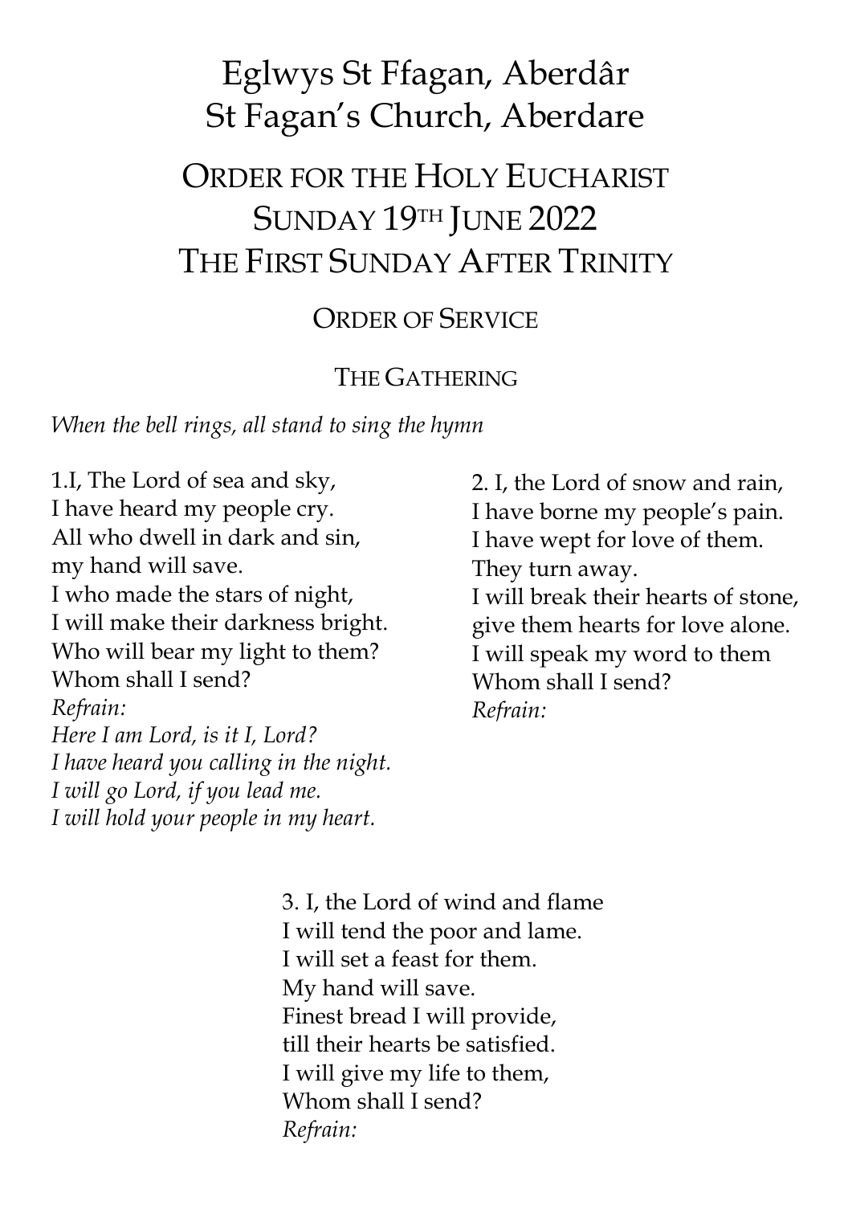# Eglwys St Ffagan, Aberdâr
# St Fagan's Church, Aberdare

## ORDER FOR THE HOLY EUCHARIST
## SUNDAY 19TH JUNE 2022
## THE FIRST SUNDAY AFTER TRINITY

### ORDER OF SERVICE

### THE GATHERING

*When the bell rings, all stand to sing the hymn*

1.I, The Lord of sea and sky,
I have heard my people cry.
All who dwell in dark and sin,
my hand will save.
I who made the stars of night,
I will make their darkness bright.
Who will bear my light to them?
Whom shall I send?
*Refrain:*
*Here I am Lord, is it I, Lord?*
*I have heard you calling in the night.*
*I will go Lord, if you lead me.*
*I will hold your people in my heart.*

2. I, the Lord of snow and rain,
I have borne my people's pain.
I have wept for love of them.
They turn away.
I will break their hearts of stone,
give them hearts for love alone.
I will speak my word to them
Whom shall I send?
*Refrain:*

3. I, the Lord of wind and flame
I will tend the poor and lame.
I will set a feast for them.
My hand will save.
Finest bread I will provide,
till their hearts be satisfied.
I will give my life to them,
Whom shall I send?
*Refrain:*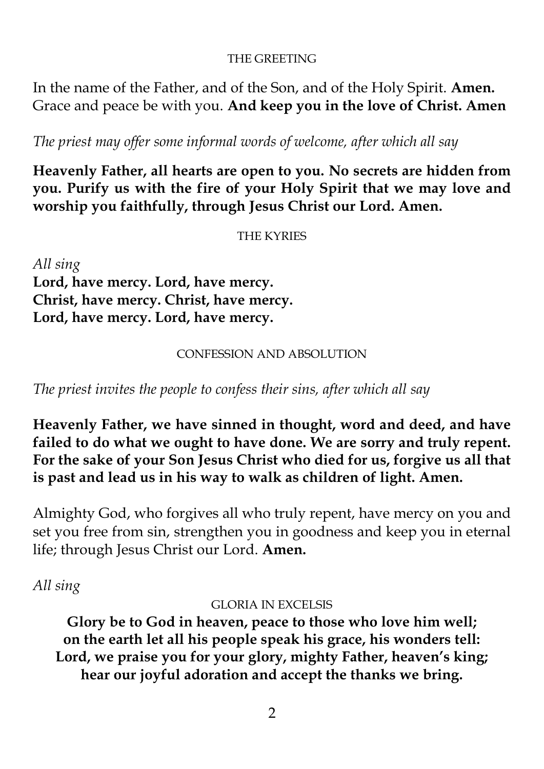## THE GREETING

In the name of the Father, and of the Son, and of the Holy Spirit. **Amen.**
Grace and peace be with you. **And keep you in the love of Christ. Amen**

*The priest may offer some informal words of welcome, after which all say*

**Heavenly Father, all hearts are open to you. No secrets are hidden from you. Purify us with the fire of your Holy Spirit that we may love and worship you faithfully, through Jesus Christ our Lord. Amen.**

## THE KYRIES

*All sing*
**Lord, have mercy. Lord, have mercy.**
**Christ, have mercy. Christ, have mercy.**
**Lord, have mercy. Lord, have mercy.**

## CONFESSION AND ABSOLUTION

*The priest invites the people to confess their sins, after which all say*

**Heavenly Father, we have sinned in thought, word and deed, and have failed to do what we ought to have done. We are sorry and truly repent. For the sake of your Son Jesus Christ who died for us, forgive us all that is past and lead us in his way to walk as children of light. Amen.**

Almighty God, who forgives all who truly repent, have mercy on you and set you free from sin, strengthen you in goodness and keep you in eternal life; through Jesus Christ our Lord. **Amen.**

*All sing*

## GLORIA IN EXCELSIS

**Glory be to God in heaven, peace to those who love him well;**
**on the earth let all his people speak his grace, his wonders tell:**
**Lord, we praise you for your glory, mighty Father, heaven's king;**
**hear our joyful adoration and accept the thanks we bring.**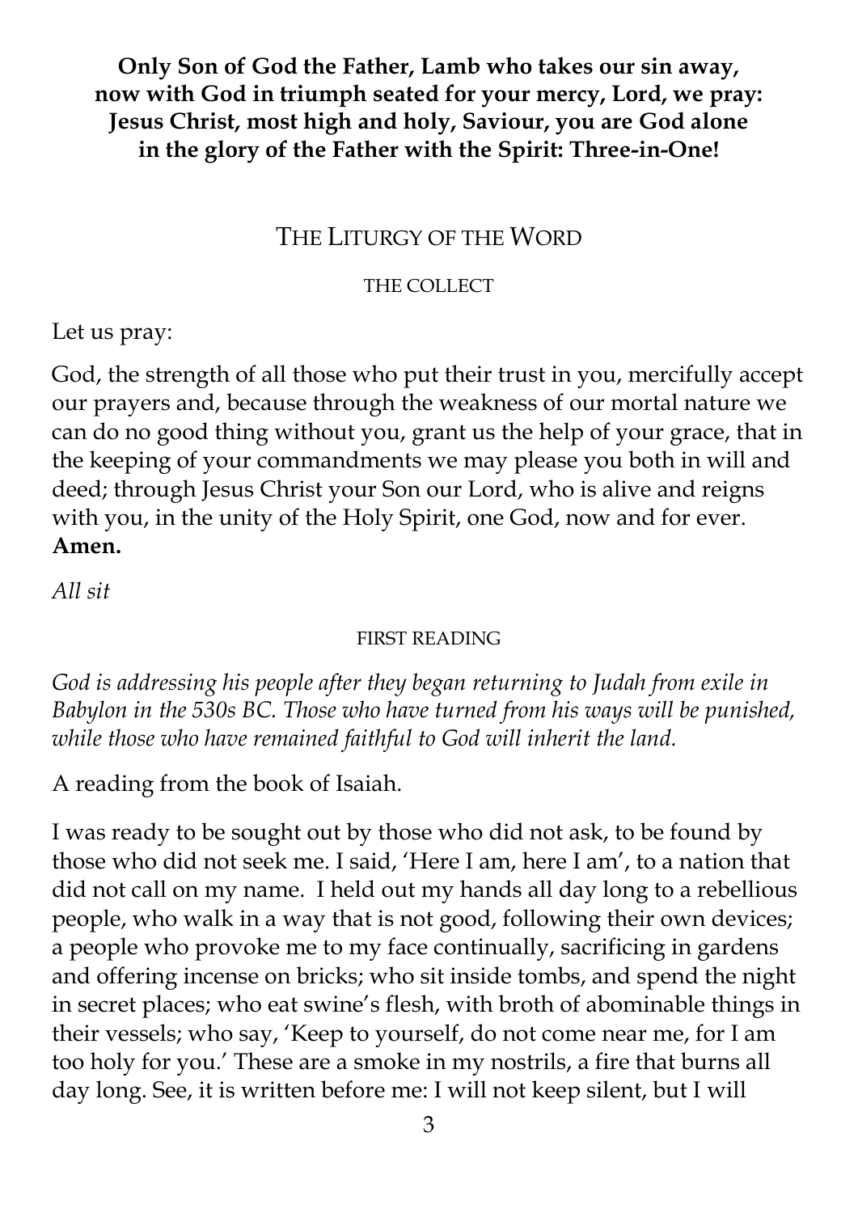**Only Son of God the Father, Lamb who takes our sin away,
now with God in triumph seated for your mercy, Lord, we pray:
Jesus Christ, most high and holy, Saviour, you are God alone
in the glory of the Father with the Spirit: Three-in-One!**

## THE LITURGY OF THE WORD

### THE COLLECT

Let us pray:

God, the strength of all those who put their trust in you, mercifully accept our prayers and, because through the weakness of our mortal nature we can do no good thing without you, grant us the help of your grace, that in the keeping of your commandments we may please you both in will and deed; through Jesus Christ your Son our Lord, who is alive and reigns with you, in the unity of the Holy Spirit, one God, now and for ever. **Amen.**

*All sit*

### FIRST READING

*God is addressing his people after they began returning to Judah from exile in Babylon in the 530s BC. Those who have turned from his ways will be punished, while those who have remained faithful to God will inherit the land.*

A reading from the book of Isaiah.

I was ready to be sought out by those who did not ask, to be found by those who did not seek me. I said, 'Here I am, here I am', to a nation that did not call on my name. I held out my hands all day long to a rebellious people, who walk in a way that is not good, following their own devices; a people who provoke me to my face continually, sacrificing in gardens and offering incense on bricks; who sit inside tombs, and spend the night in secret places; who eat swine's flesh, with broth of abominable things in their vessels; who say, 'Keep to yourself, do not come near me, for I am too holy for you.' These are a smoke in my nostrils, a fire that burns all day long. See, it is written before me: I will not keep silent, but I will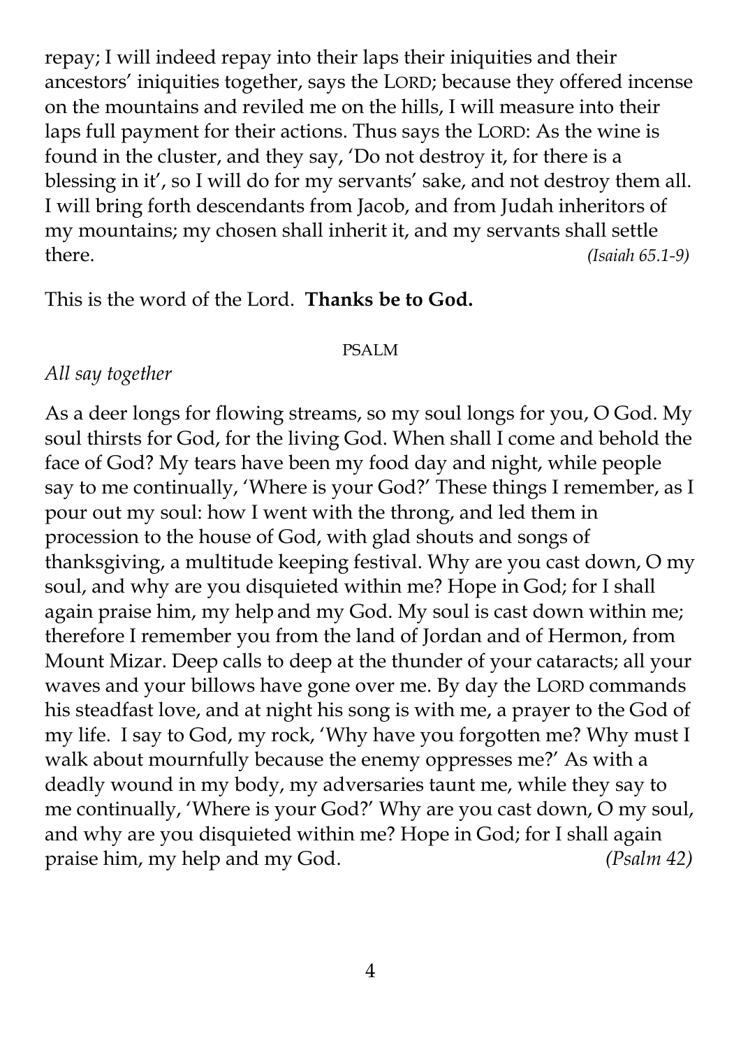repay; I will indeed repay into their laps their iniquities and their ancestors' iniquities together, says the LORD; because they offered incense on the mountains and reviled me on the hills, I will measure into their laps full payment for their actions. Thus says the LORD: As the wine is found in the cluster, and they say, 'Do not destroy it, for there is a blessing in it', so I will do for my servants' sake, and not destroy them all. I will bring forth descendants from Jacob, and from Judah inheritors of my mountains; my chosen shall inherit it, and my servants shall settle there. *(Isaiah 65.1-9)*

This is the word of the Lord. **Thanks be to God.**

PSALM

*All say together*

As a deer longs for flowing streams, so my soul longs for you, O God. My soul thirsts for God, for the living God. When shall I come and behold the face of God? My tears have been my food day and night, while people say to me continually, 'Where is your God?' These things I remember, as I pour out my soul: how I went with the throng, and led them in procession to the house of God, with glad shouts and songs of thanksgiving, a multitude keeping festival. Why are you cast down, O my soul, and why are you disquieted within me? Hope in God; for I shall again praise him, my help and my God. My soul is cast down within me; therefore I remember you from the land of Jordan and of Hermon, from Mount Mizar. Deep calls to deep at the thunder of your cataracts; all your waves and your billows have gone over me. By day the LORD commands his steadfast love, and at night his song is with me, a prayer to the God of my life. I say to God, my rock, 'Why have you forgotten me? Why must I walk about mournfully because the enemy oppresses me?' As with a deadly wound in my body, my adversaries taunt me, while they say to me continually, 'Where is your God?' Why are you cast down, O my soul, and why are you disquieted within me? Hope in God; for I shall again praise him, my help and my God. *(Psalm 42)*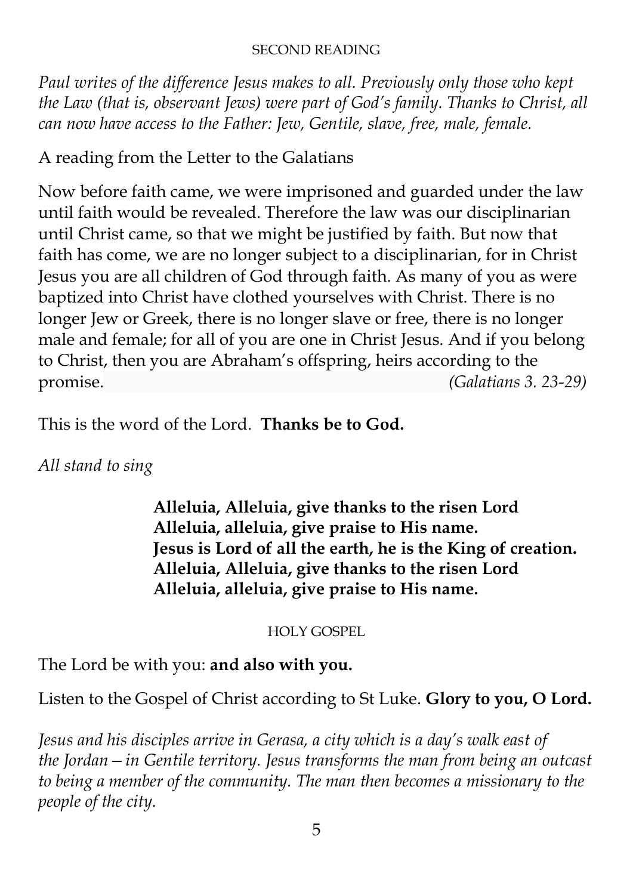## SECOND READING

*Paul writes of the difference Jesus makes to all. Previously only those who kept the Law (that is, observant Jews) were part of God's family. Thanks to Christ, all can now have access to the Father: Jew, Gentile, slave, free, male, female.*

A reading from the Letter to the Galatians

Now before faith came, we were imprisoned and guarded under the law until faith would be revealed. Therefore the law was our disciplinarian until Christ came, so that we might be justified by faith. But now that faith has come, we are no longer subject to a disciplinarian, for in Christ Jesus you are all children of God through faith. As many of you as were baptized into Christ have clothed yourselves with Christ. There is no longer Jew or Greek, there is no longer slave or free, there is no longer male and female; for all of you are one in Christ Jesus. And if you belong to Christ, then you are Abraham's offspring, heirs according to the promise. *(Galatians 3. 23-29)*

This is the word of the Lord. **Thanks be to God.**

*All stand to sing*

**Alleluia, Alleluia, give thanks to the risen Lord**
**Alleluia, alleluia, give praise to His name.**
**Jesus is Lord of all the earth, he is the King of creation.**
**Alleluia, Alleluia, give thanks to the risen Lord**
**Alleluia, alleluia, give praise to His name.**

## HOLY GOSPEL

The Lord be with you: **and also with you.**

Listen to the Gospel of Christ according to St Luke. **Glory to you, O Lord.**

*Jesus and his disciples arrive in Gerasa, a city which is a day's walk east of the Jordan – in Gentile territory. Jesus transforms the man from being an outcast to being a member of the community. The man then becomes a missionary to the people of the city.*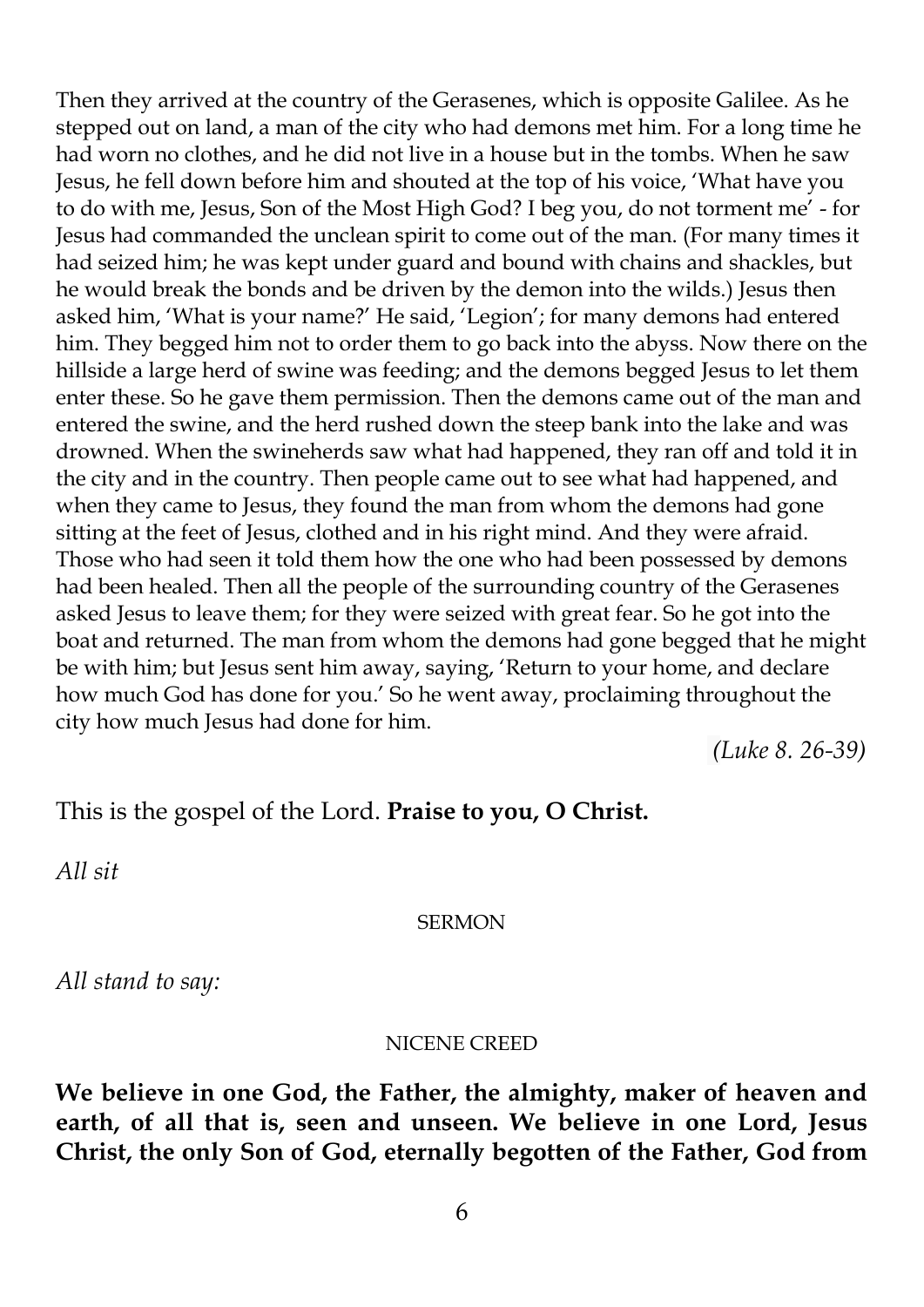Then they arrived at the country of the Gerasenes, which is opposite Galilee. As he stepped out on land, a man of the city who had demons met him. For a long time he had worn no clothes, and he did not live in a house but in the tombs. When he saw Jesus, he fell down before him and shouted at the top of his voice, 'What have you to do with me, Jesus, Son of the Most High God? I beg you, do not torment me' - for Jesus had commanded the unclean spirit to come out of the man. (For many times it had seized him; he was kept under guard and bound with chains and shackles, but he would break the bonds and be driven by the demon into the wilds.) Jesus then asked him, 'What is your name?' He said, 'Legion'; for many demons had entered him. They begged him not to order them to go back into the abyss. Now there on the hillside a large herd of swine was feeding; and the demons begged Jesus to let them enter these. So he gave them permission. Then the demons came out of the man and entered the swine, and the herd rushed down the steep bank into the lake and was drowned. When the swineherds saw what had happened, they ran off and told it in the city and in the country. Then people came out to see what had happened, and when they came to Jesus, they found the man from whom the demons had gone sitting at the feet of Jesus, clothed and in his right mind. And they were afraid. Those who had seen it told them how the one who had been possessed by demons had been healed. Then all the people of the surrounding country of the Gerasenes asked Jesus to leave them; for they were seized with great fear. So he got into the boat and returned. The man from whom the demons had gone begged that he might be with him; but Jesus sent him away, saying, 'Return to your home, and declare how much God has done for you.' So he went away, proclaiming throughout the city how much Jesus had done for him.

*(Luke 8. 26-39)*

This is the gospel of the Lord. **Praise to you, O Christ.**

*All sit*

SERMON

*All stand to say:*

NICENE CREED

**We believe in one God, the Father, the almighty, maker of heaven and earth, of all that is, seen and unseen. We believe in one Lord, Jesus Christ, the only Son of God, eternally begotten of the Father, God from**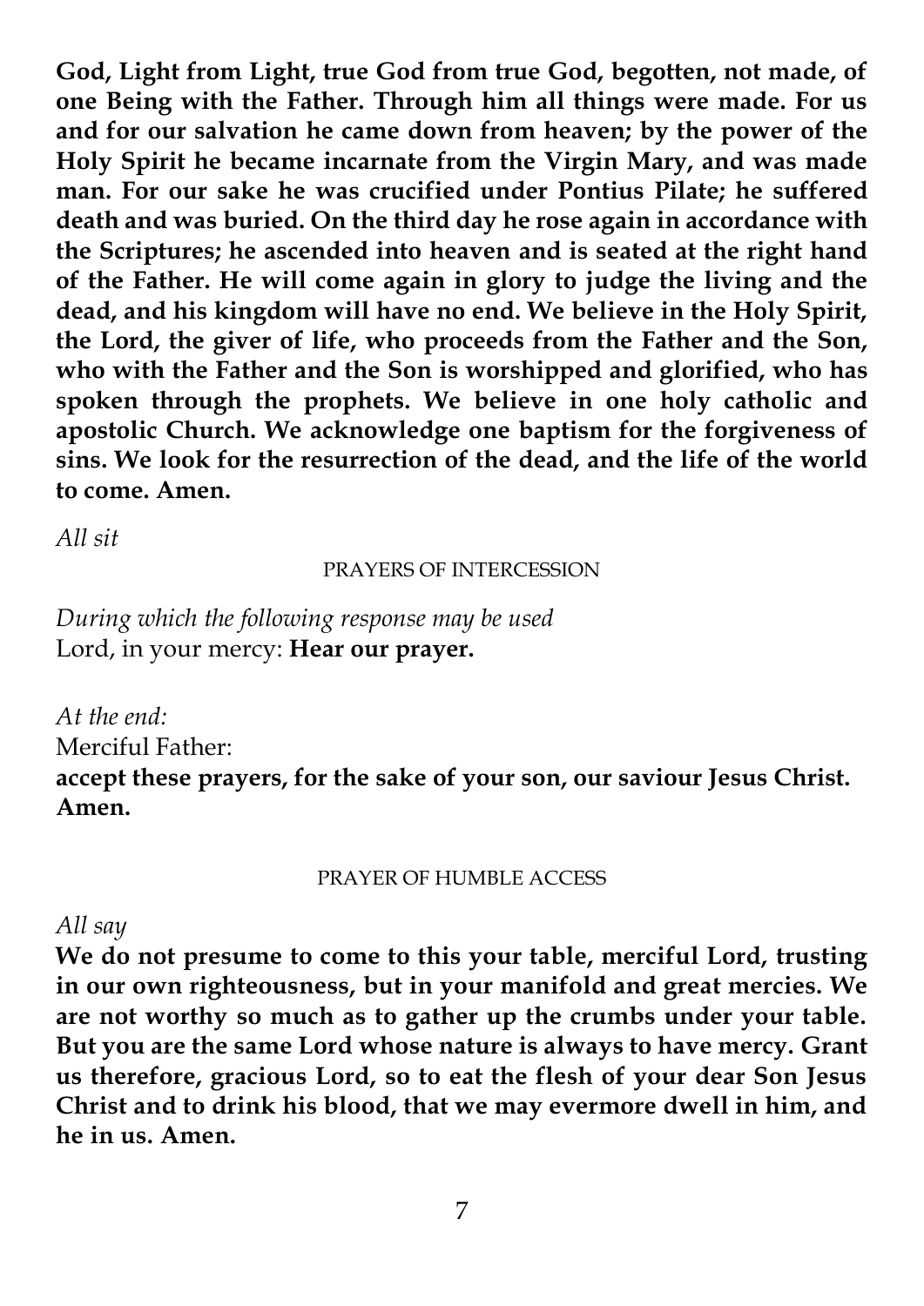**God, Light from Light, true God from true God, begotten, not made, of one Being with the Father. Through him all things were made. For us and for our salvation he came down from heaven; by the power of the Holy Spirit he became incarnate from the Virgin Mary, and was made man. For our sake he was crucified under Pontius Pilate; he suffered death and was buried. On the third day he rose again in accordance with the Scriptures; he ascended into heaven and is seated at the right hand of the Father. He will come again in glory to judge the living and the dead, and his kingdom will have no end. We believe in the Holy Spirit, the Lord, the giver of life, who proceeds from the Father and the Son, who with the Father and the Son is worshipped and glorified, who has spoken through the prophets. We believe in one holy catholic and apostolic Church. We acknowledge one baptism for the forgiveness of sins. We look for the resurrection of the dead, and the life of the world to come. Amen.**

*All sit*

## PRAYERS OF INTERCESSION

*During which the following response may be used*
Lord, in your mercy: **Hear our prayer.**

*At the end:*
Merciful Father:
**accept these prayers, for the sake of your son, our saviour Jesus Christ. Amen.**

## PRAYER OF HUMBLE ACCESS

*All say*
**We do not presume to come to this your table, merciful Lord, trusting in our own righteousness, but in your manifold and great mercies. We are not worthy so much as to gather up the crumbs under your table. But you are the same Lord whose nature is always to have mercy. Grant us therefore, gracious Lord, so to eat the flesh of your dear Son Jesus Christ and to drink his blood, that we may evermore dwell in him, and he in us. Amen.**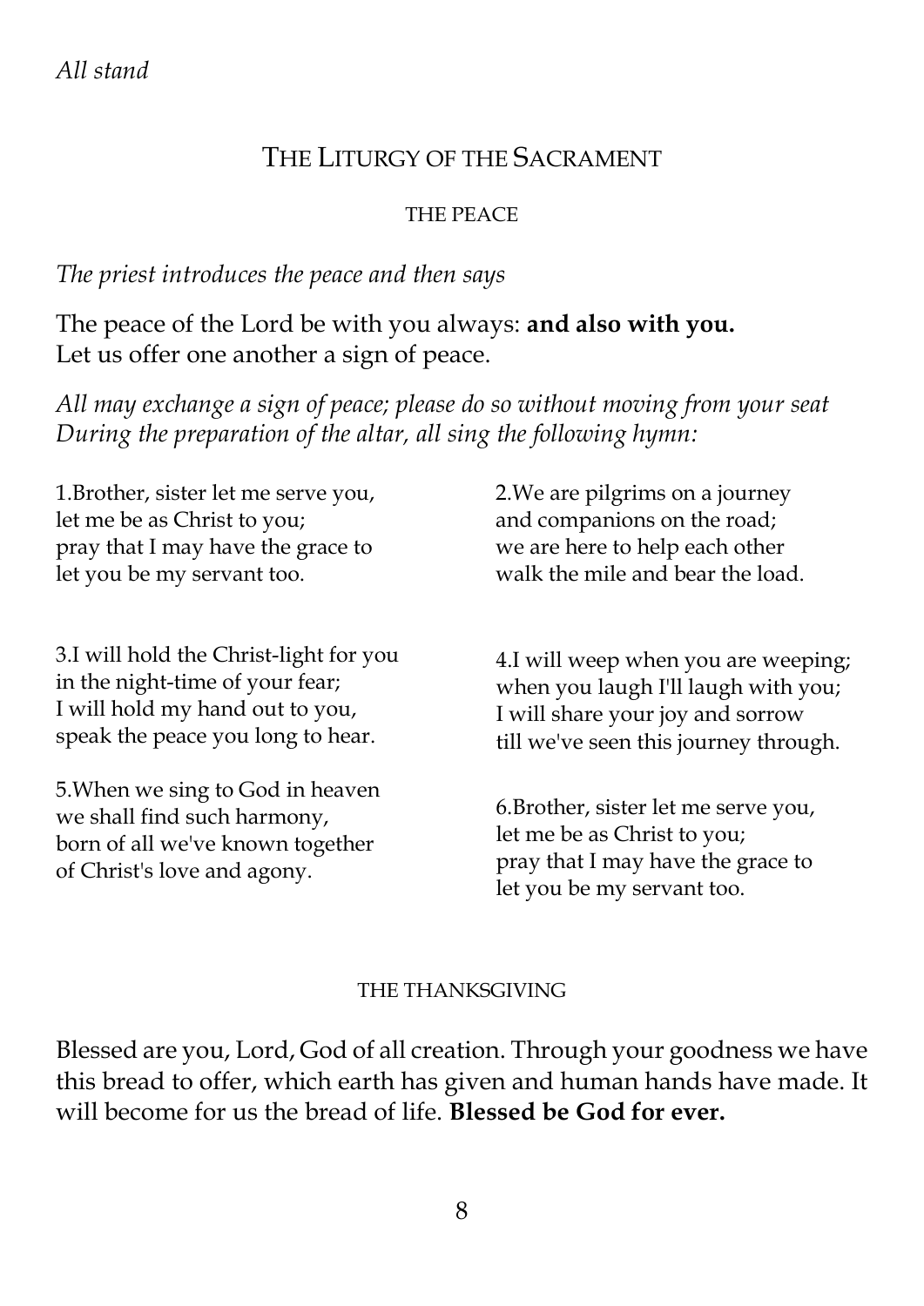*All stand*

## THE LITURGY OF THE SACRAMENT

### THE PEACE

*The priest introduces the peace and then says*

The peace of the Lord be with you always: **and also with you.**
Let us offer one another a sign of peace.

*All may exchange a sign of peace; please do so without moving from your seat*
*During the preparation of the altar, all sing the following hymn:*

1.Brother, sister let me serve you,
let me be as Christ to you;
pray that I may have the grace to
let you be my servant too.

2.We are pilgrims on a journey
and companions on the road;
we are here to help each other
walk the mile and bear the load.

3.I will hold the Christ-light for you
in the night-time of your fear;
I will hold my hand out to you,
speak the peace you long to hear.

4.I will weep when you are weeping;
when you laugh I'll laugh with you;
I will share your joy and sorrow
till we've seen this journey through.

5.When we sing to God in heaven
we shall find such harmony,
born of all we've known together
of Christ's love and agony.

6.Brother, sister let me serve you,
let me be as Christ to you;
pray that I may have the grace to
let you be my servant too.

### THE THANKSGIVING

Blessed are you, Lord, God of all creation. Through your goodness we have this bread to offer, which earth has given and human hands have made. It will become for us the bread of life. **Blessed be God for ever.**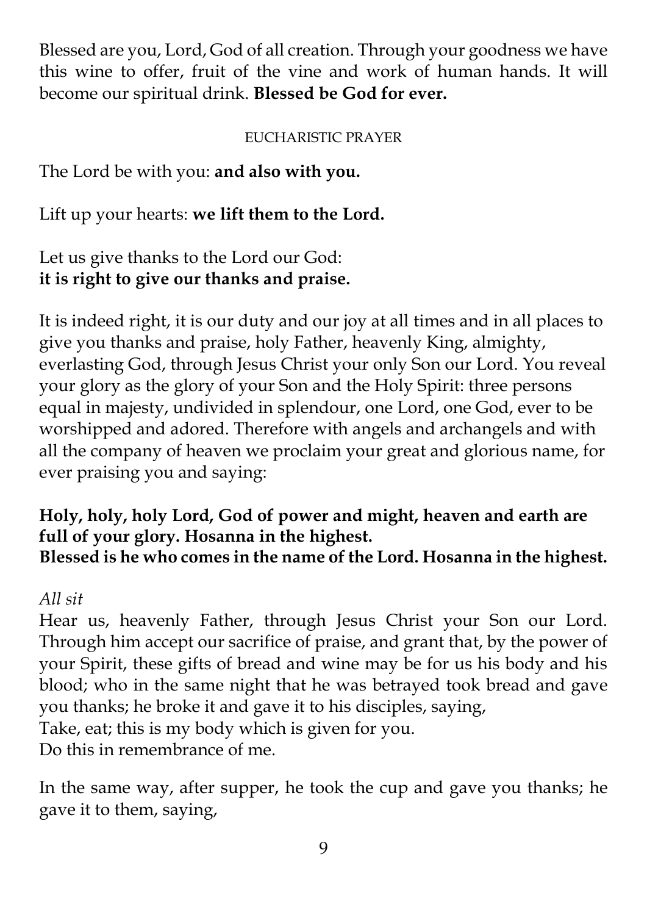Blessed are you, Lord, God of all creation. Through your goodness we have this wine to offer, fruit of the vine and work of human hands. It will become our spiritual drink. **Blessed be God for ever.**

## EUCHARISTIC PRAYER

The Lord be with you: **and also with you.**

Lift up your hearts: **we lift them to the Lord.**

Let us give thanks to the Lord our God:
**it is right to give our thanks and praise.**

It is indeed right, it is our duty and our joy at all times and in all places to give you thanks and praise, holy Father, heavenly King, almighty, everlasting God, through Jesus Christ your only Son our Lord. You reveal your glory as the glory of your Son and the Holy Spirit: three persons equal in majesty, undivided in splendour, one Lord, one God, ever to be worshipped and adored. Therefore with angels and archangels and with all the company of heaven we proclaim your great and glorious name, for ever praising you and saying:

**Holy, holy, holy Lord, God of power and might, heaven and earth are full of your glory. Hosanna in the highest.**
**Blessed is he who comes in the name of the Lord. Hosanna in the highest.**

*All sit*
Hear us, heavenly Father, through Jesus Christ your Son our Lord. Through him accept our sacrifice of praise, and grant that, by the power of your Spirit, these gifts of bread and wine may be for us his body and his blood; who in the same night that he was betrayed took bread and gave you thanks; he broke it and gave it to his disciples, saying,
Take, eat; this is my body which is given for you.
Do this in remembrance of me.

In the same way, after supper, he took the cup and gave you thanks; he gave it to them, saying,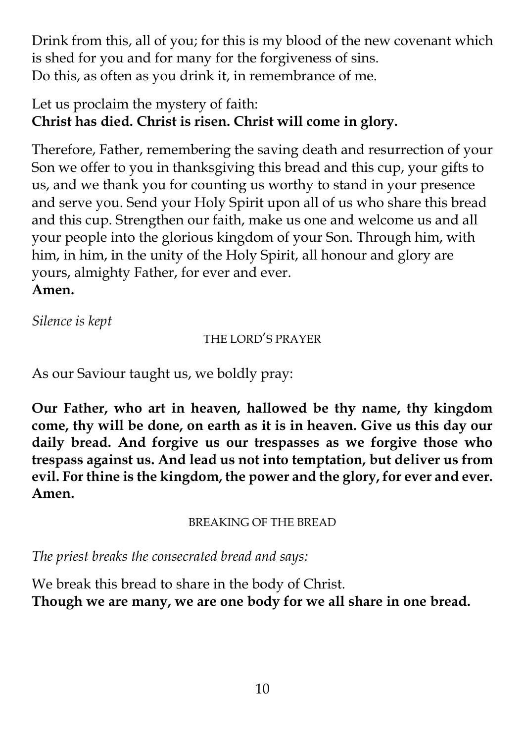Drink from this, all of you; for this is my blood of the new covenant which is shed for you and for many for the forgiveness of sins.
Do this, as often as you drink it, in remembrance of me.

Let us proclaim the mystery of faith:
**Christ has died. Christ is risen. Christ will come in glory.**

Therefore, Father, remembering the saving death and resurrection of your Son we offer to you in thanksgiving this bread and this cup, your gifts to us, and we thank you for counting us worthy to stand in your presence and serve you. Send your Holy Spirit upon all of us who share this bread and this cup. Strengthen our faith, make us one and welcome us and all your people into the glorious kingdom of your Son. Through him, with him, in him, in the unity of the Holy Spirit, all honour and glory are yours, almighty Father, for ever and ever.
**Amen.**

*Silence is kept*

### THE LORD'S PRAYER

As our Saviour taught us, we boldly pray:

**Our Father, who art in heaven, hallowed be thy name, thy kingdom come, thy will be done, on earth as it is in heaven. Give us this day our daily bread. And forgive us our trespasses as we forgive those who trespass against us. And lead us not into temptation, but deliver us from evil. For thine is the kingdom, the power and the glory, for ever and ever. Amen.**

### BREAKING OF THE BREAD

*The priest breaks the consecrated bread and says:*

We break this bread to share in the body of Christ.
**Though we are many, we are one body for we all share in one bread.**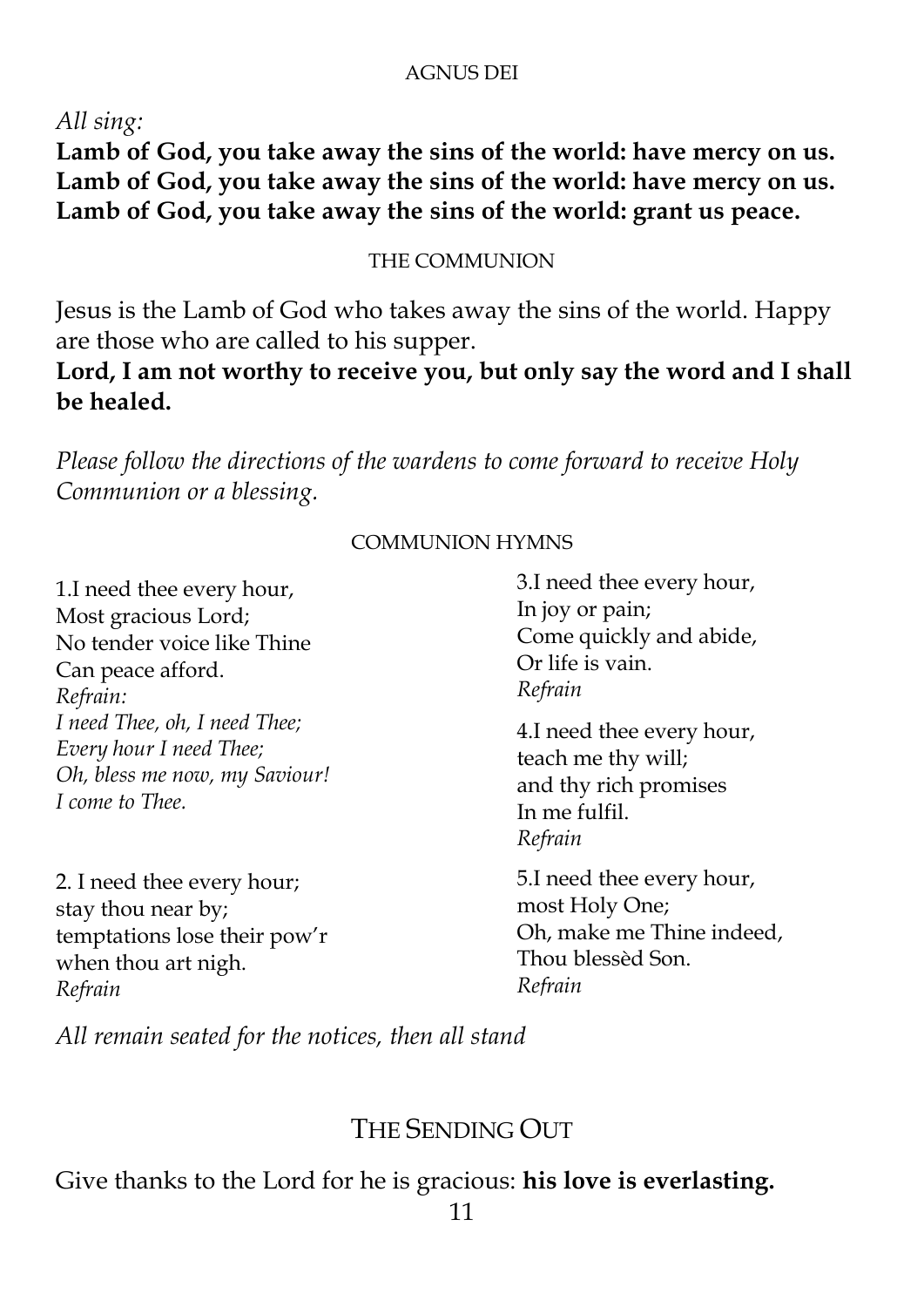## AGNUS DEI

*All sing:*

**Lamb of God, you take away the sins of the world: have mercy on us.**
**Lamb of God, you take away the sins of the world: have mercy on us.**
**Lamb of God, you take away the sins of the world: grant us peace.**

## THE COMMUNION

Jesus is the Lamb of God who takes away the sins of the world. Happy are those who are called to his supper.

**Lord, I am not worthy to receive you, but only say the word and I shall be healed.**

*Please follow the directions of the wardens to come forward to receive Holy Communion or a blessing.*

## COMMUNION HYMNS

1.I need thee every hour,
Most gracious Lord;
No tender voice like Thine
Can peace afford.
*Refrain:*
*I need Thee, oh, I need Thee;*
*Every hour I need Thee;*
*Oh, bless me now, my Saviour!*
*I come to Thee.*

2. I need thee every hour;
stay thou near by;
temptations lose their pow'r
when thou art nigh.
*Refrain*

3.I need thee every hour,
In joy or pain;
Come quickly and abide,
Or life is vain.
*Refrain*

4.I need thee every hour,
teach me thy will;
and thy rich promises
In me fulfil.
*Refrain*

5.I need thee every hour,
most Holy One;
Oh, make me Thine indeed,
Thou blessèd Son.
*Refrain*

*All remain seated for the notices, then all stand*

# THE SENDING OUT

Give thanks to the Lord for he is gracious: **his love is everlasting.**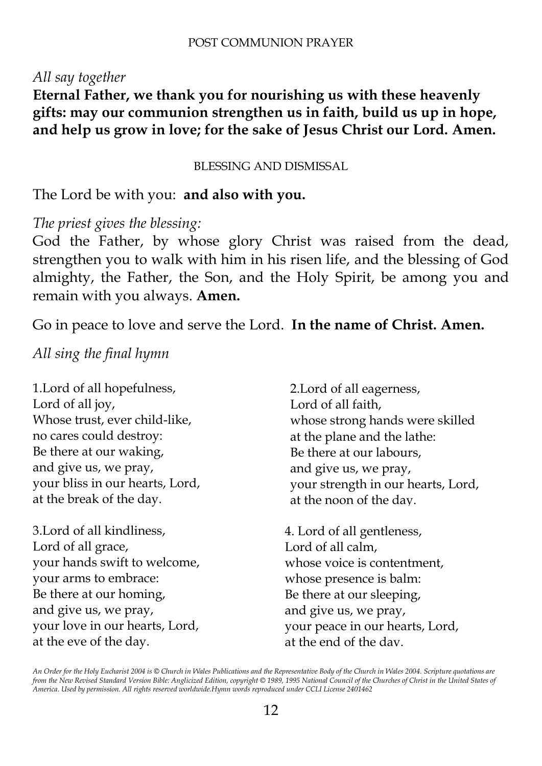## POST COMMUNION PRAYER

*All say together*

**Eternal Father, we thank you for nourishing us with these heavenly gifts: may our communion strengthen us in faith, build us up in hope, and help us grow in love; for the sake of Jesus Christ our Lord. Amen.**

## BLESSING AND DISMISSAL

The Lord be with you: **and also with you.**

*The priest gives the blessing:*

God the Father, by whose glory Christ was raised from the dead, strengthen you to walk with him in his risen life, and the blessing of God almighty, the Father, the Son, and the Holy Spirit, be among you and remain with you always. **Amen.**

Go in peace to love and serve the Lord. **In the name of Christ. Amen.**

*All sing the final hymn*

1.Lord of all hopefulness,
Lord of all joy,
Whose trust, ever child-like,
no cares could destroy:
Be there at our waking,
and give us, we pray,
your bliss in our hearts, Lord,
at the break of the day.

2.Lord of all eagerness,
Lord of all faith,
whose strong hands were skilled
at the plane and the lathe:
Be there at our labours,
and give us, we pray,
your strength in our hearts, Lord,
at the noon of the day.

3.Lord of all kindliness,
Lord of all grace,
your hands swift to welcome,
your arms to embrace:
Be there at our homing,
and give us, we pray,
your love in our hearts, Lord,
at the eve of the day.

4. Lord of all gentleness,
Lord of all calm,
whose voice is contentment,
whose presence is balm:
Be there at our sleeping,
and give us, we pray,
your peace in our hearts, Lord,
at the end of the day.

*An Order for the Holy Eucharist 2004 is © Church in Wales Publications and the Representative Body of the Church in Wales 2004. Scripture quotations are from the New Revised Standard Version Bible: Anglicized Edition, copyright © 1989, 1995 National Council of the Churches of Christ in the United States of America. Used by permission. All rights reserved worldwide.Hymn words reproduced under CCLI License 2401462*